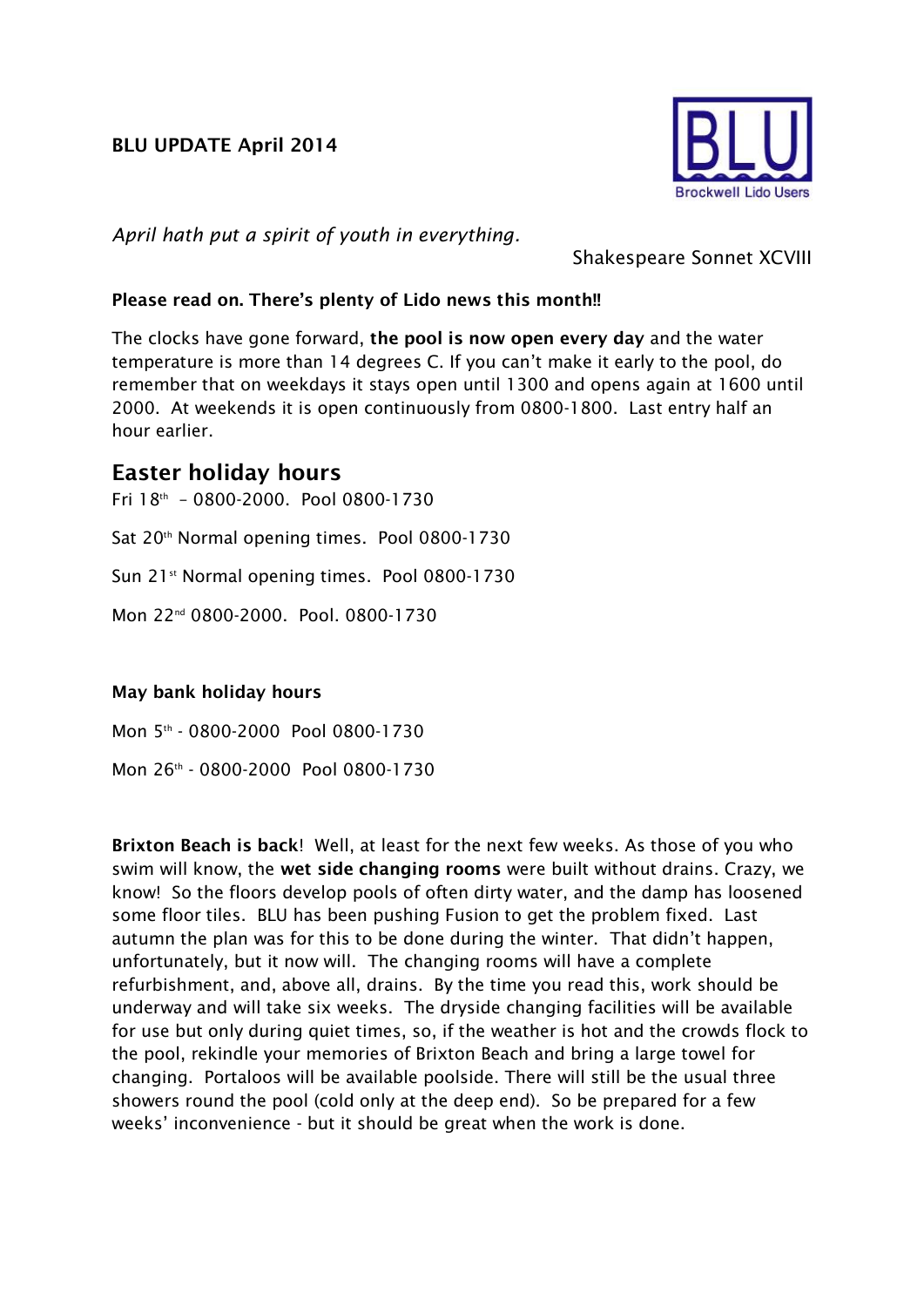**BLU UPDATE April 2014**

BLU
Brockwell Lido Users

*April hath put a spirit of youth in everything.*

Shakespeare Sonnet XCVIII

**Please read on. There's plenty of Lido news this month!!**

The clocks have gone forward, **the pool is now open every day** and the water temperature is more than 14 degrees C. If you can't make it early to the pool, do remember that on weekdays it stays open until 1300 and opens again at 1600 until 2000. At weekends it is open continuously from 0800-1800. Last entry half an hour earlier.

## Easter holiday hours

Fri 18th – 0800-2000. Pool 0800-1730

Sat 20th Normal opening times. Pool 0800-1730

Sun 21st Normal opening times. Pool 0800-1730

Mon 22nd 0800-2000. Pool. 0800-1730

**May bank holiday hours**

Mon 5th - 0800-2000 Pool 0800-1730

Mon 26th - 0800-2000 Pool 0800-1730

**Brixton Beach is back**! Well, at least for the next few weeks. As those of you who swim will know, the **wet side changing rooms** were built without drains. Crazy, we know! So the floors develop pools of often dirty water, and the damp has loosened some floor tiles. BLU has been pushing Fusion to get the problem fixed. Last autumn the plan was for this to be done during the winter. That didn't happen, unfortunately, but it now will. The changing rooms will have a complete refurbishment, and, above all, drains. By the time you read this, work should be underway and will take six weeks. The dryside changing facilities will be available for use but only during quiet times, so, if the weather is hot and the crowds flock to the pool, rekindle your memories of Brixton Beach and bring a large towel for changing. Portaloos will be available poolside. There will still be the usual three showers round the pool (cold only at the deep end). So be prepared for a few weeks' inconvenience - but it should be great when the work is done.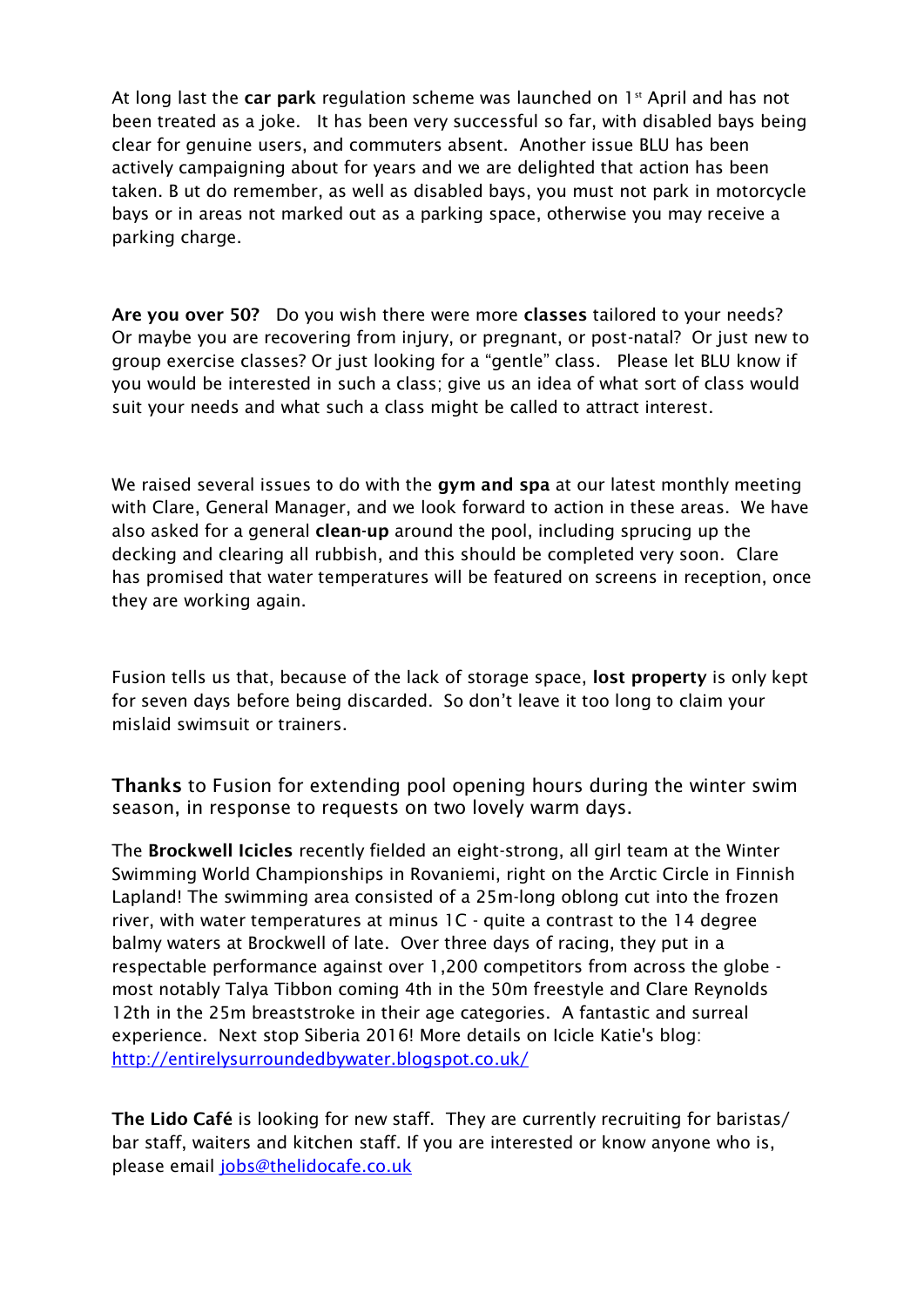At long last the **car park** regulation scheme was launched on 1st April and has not been treated as a joke. It has been very successful so far, with disabled bays being clear for genuine users, and commuters absent. Another issue BLU has been actively campaigning about for years and we are delighted that action has been taken. B ut do remember, as well as disabled bays, you must not park in motorcycle bays or in areas not marked out as a parking space, otherwise you may receive a parking charge.

**Are you over 50?** Do you wish there were more **classes** tailored to your needs? Or maybe you are recovering from injury, or pregnant, or post-natal? Or just new to group exercise classes? Or just looking for a "gentle" class. Please let BLU know if you would be interested in such a class; give us an idea of what sort of class would suit your needs and what such a class might be called to attract interest.

We raised several issues to do with the **gym and spa** at our latest monthly meeting with Clare, General Manager, and we look forward to action in these areas. We have also asked for a general **clean-up** around the pool, including sprucing up the decking and clearing all rubbish, and this should be completed very soon. Clare has promised that water temperatures will be featured on screens in reception, once they are working again.

Fusion tells us that, because of the lack of storage space, **lost property** is only kept for seven days before being discarded. So don't leave it too long to claim your mislaid swimsuit or trainers.

**Thanks** to Fusion for extending pool opening hours during the winter swim season, in response to requests on two lovely warm days.

The **Brockwell Icicles** recently fielded an eight-strong, all girl team at the Winter Swimming World Championships in Rovaniemi, right on the Arctic Circle in Finnish Lapland! The swimming area consisted of a 25m-long oblong cut into the frozen river, with water temperatures at minus 1C - quite a contrast to the 14 degree balmy waters at Brockwell of late. Over three days of racing, they put in a respectable performance against over 1,200 competitors from across the globe - most notably Talya Tibbon coming 4th in the 50m freestyle and Clare Reynolds 12th in the 25m breaststroke in their age categories. A fantastic and surreal experience. Next stop Siberia 2016! More details on Icicle Katie's blog: [http://entirelysurroundedbywater.blogspot.co.uk/](http://entirelysurroundedbywater.blogspot.co.uk/)

**The Lido Café** is looking for new staff. They are currently recruiting for baristas/ bar staff, waiters and kitchen staff. If you are interested or know anyone who is, please email [jobs@thelidocafe.co.uk](mailto:jobs@thelidocafe.co.uk)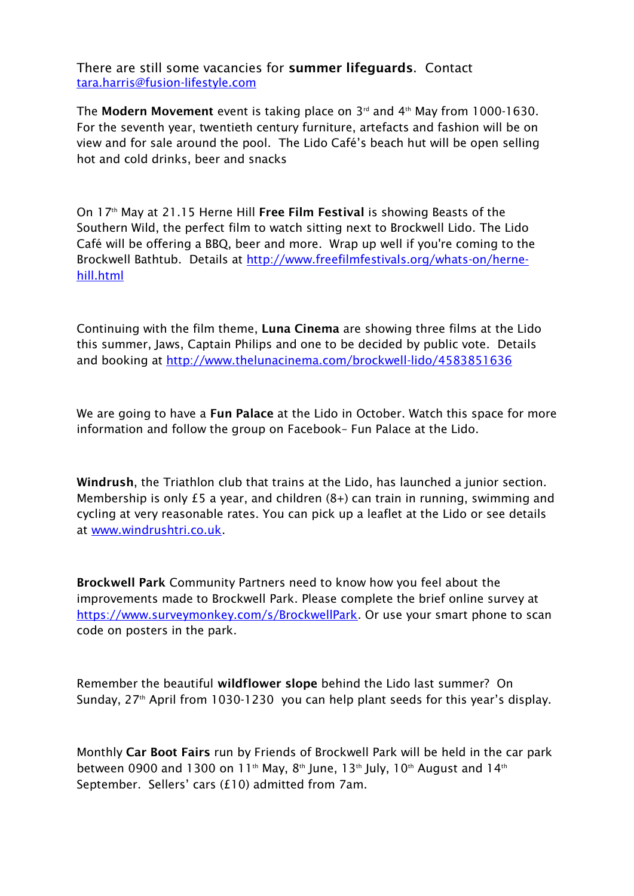There are still some vacancies for **summer lifeguards**. Contact tara.harris@fusion-lifestyle.com

The **Modern Movement** event is taking place on 3rd and 4th May from 1000-1630. For the seventh year, twentieth century furniture, artefacts and fashion will be on view and for sale around the pool. The Lido Café's beach hut will be open selling hot and cold drinks, beer and snacks

On 17th May at 21.15 Herne Hill **Free Film Festival** is showing Beasts of the Southern Wild, the perfect film to watch sitting next to Brockwell Lido. The Lido Café will be offering a BBQ, beer and more. Wrap up well if you're coming to the Brockwell Bathtub. Details at http://www.freefilmfestivals.org/whats-on/herne-hill.html

Continuing with the film theme, **Luna Cinema** are showing three films at the Lido this summer, Jaws, Captain Philips and one to be decided by public vote. Details and booking at http://www.thelunacinema.com/brockwell-lido/4583851636

We are going to have a **Fun Palace** at the Lido in October. Watch this space for more information and follow the group on Facebook– Fun Palace at the Lido.

**Windrush**, the Triathlon club that trains at the Lido, has launched a junior section. Membership is only £5 a year, and children (8+) can train in running, swimming and cycling at very reasonable rates. You can pick up a leaflet at the Lido or see details at www.windrushtri.co.uk.

**Brockwell Park** Community Partners need to know how you feel about the improvements made to Brockwell Park. Please complete the brief online survey at https://www.surveymonkey.com/s/BrockwellPark. Or use your smart phone to scan code on posters in the park.

Remember the beautiful **wildflower slope** behind the Lido last summer? On Sunday, 27th April from 1030-1230 you can help plant seeds for this year's display.

Monthly **Car Boot Fairs** run by Friends of Brockwell Park will be held in the car park between 0900 and 1300 on 11th May, 8th June, 13th July, 10th August and 14th September. Sellers' cars (£10) admitted from 7am.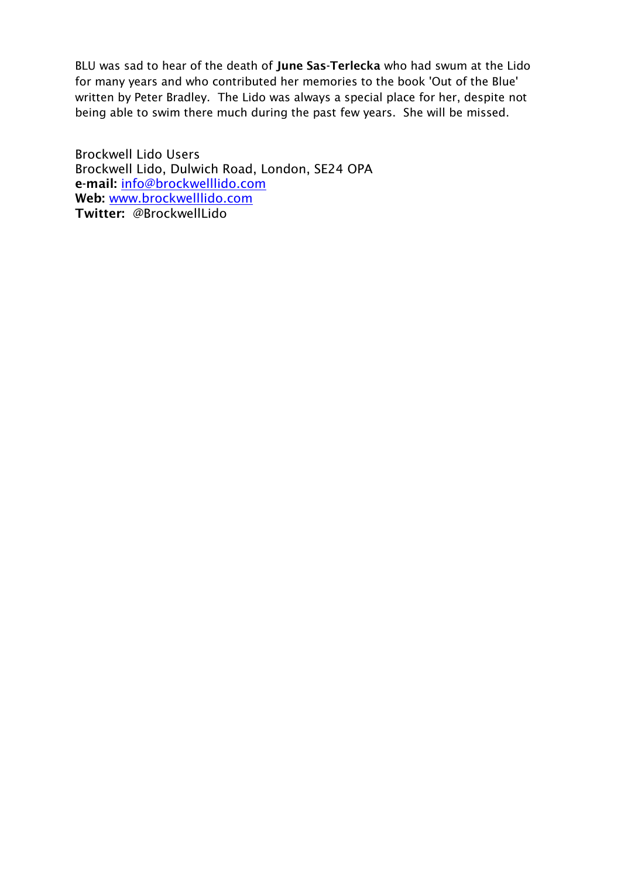BLU was sad to hear of the death of **June Sas-Terlecka** who had swum at the Lido for many years and who contributed her memories to the book 'Out of the Blue' written by Peter Bradley. The Lido was always a special place for her, despite not being able to swim there much during the past few years. She will be missed.

Brockwell Lido Users
Brockwell Lido, Dulwich Road, London, SE24 OPA
**e-mail:** info@brockwelllido.com
**Web:** www.brockwelllido.com
**Twitter:** @BrockwellLido